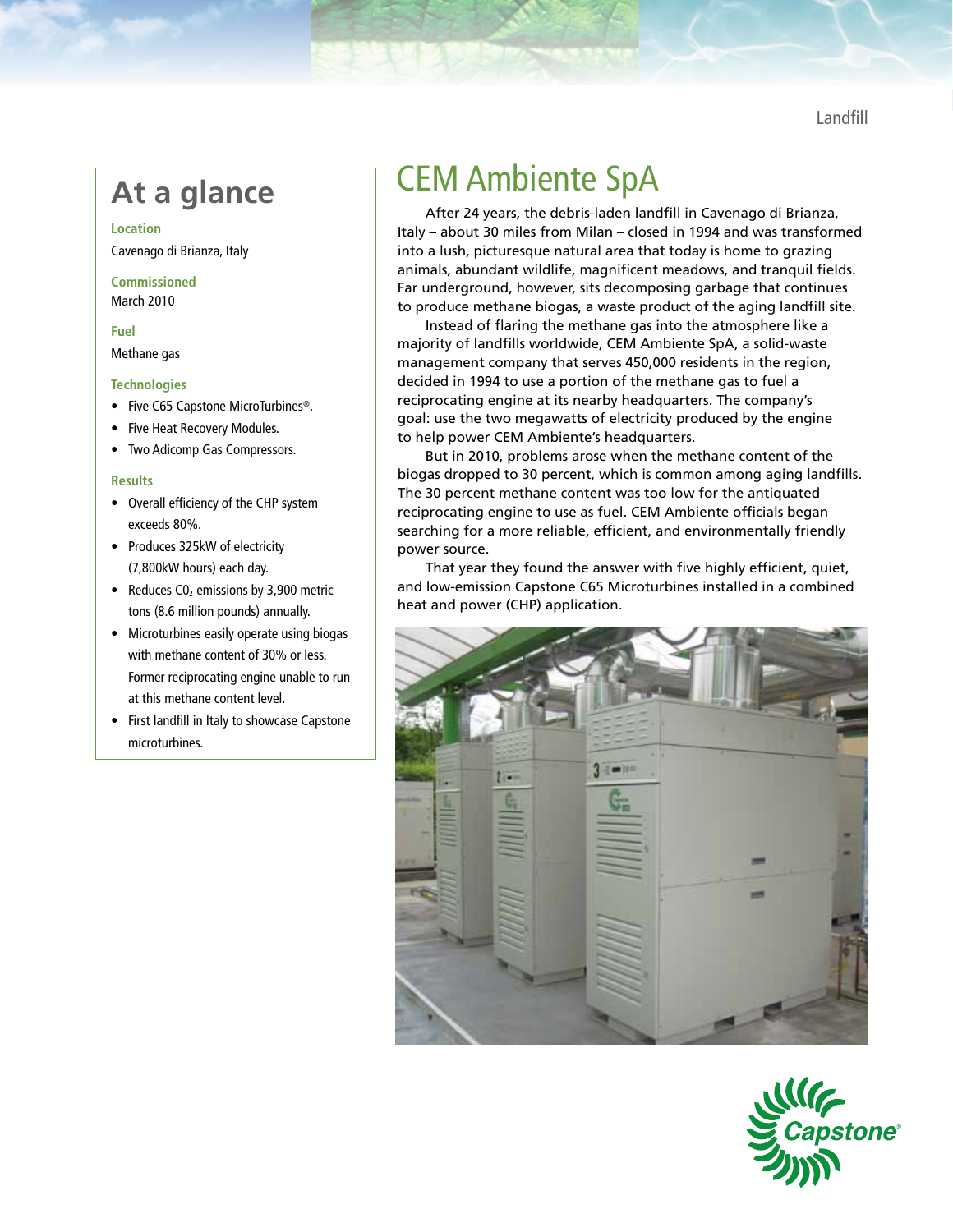# CEM Ambiente SpA

## At a glance

**Location**

Cavenago di Brianza, Italy

**Commissioned**

March 2010

**Fuel**

Methane gas

**Technologies**

- Five C65 Capstone MicroTurbines®.
- Five Heat Recovery Modules.
- Two Adicomp Gas Compressors.

**Results**

- Overall efficiency of the CHP system exceeds 80%.
- Produces 325kW of electricity (7,800kW hours) each day.
- Reduces $C0_2$ emissions by 3,900 metric tons (8.6 million pounds) annually.
- Microturbines easily operate using biogas with methane content of 30% or less. Former reciprocating engine unable to run at this methane content level.
- First landfill in Italy to showcase Capstone microturbines.

After 24 years, the debris-laden landfill in Cavenago di Brianza, Italy – about 30 miles from Milan – closed in 1994 and was transformed into a lush, picturesque natural area that today is home to grazing animals, abundant wildlife, magnificent meadows, and tranquil fields. Far underground, however, sits decomposing garbage that continues to produce methane biogas, a waste product of the aging landfill site.

Instead of flaring the methane gas into the atmosphere like a majority of landfills worldwide, CEM Ambiente SpA, a solid-waste management company that serves 450,000 residents in the region, decided in 1994 to use a portion of the methane gas to fuel a reciprocating engine at its nearby headquarters. The company's goal: use the two megawatts of electricity produced by the engine to help power CEM Ambiente's headquarters.

But in 2010, problems arose when the methane content of the biogas dropped to 30 percent, which is common among aging landfills. The 30 percent methane content was too low for the antiquated reciprocating engine to use as fuel. CEM Ambiente officials began searching for a more reliable, efficient, and environmentally friendly power source.

That year they found the answer with five highly efficient, quiet, and low-emission Capstone C65 Microturbines installed in a combined heat and power (CHP) application.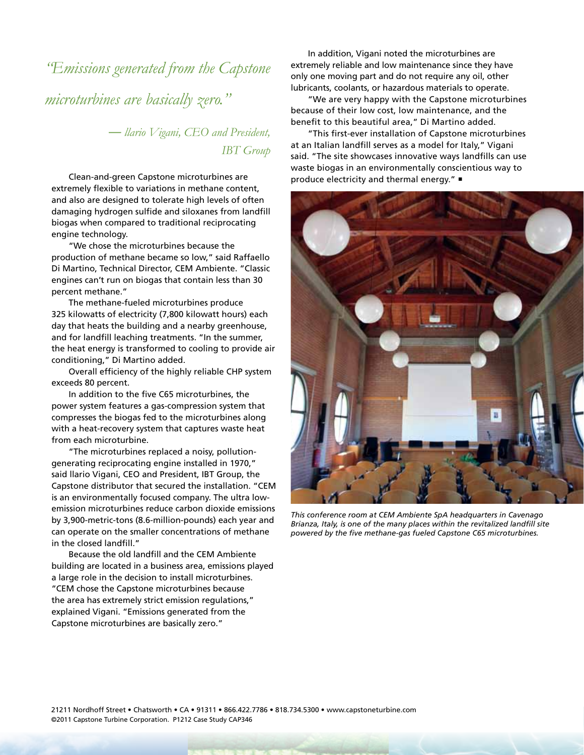*"Emissions generated from the Capstone microturbines are basically zero."*

*— llario Vigani, CEO and President, IBT Group*

Clean-and-green Capstone microturbines are extremely flexible to variations in methane content, and also are designed to tolerate high levels of often damaging hydrogen sulfide and siloxanes from landfill biogas when compared to traditional reciprocating engine technology.

"We chose the microturbines because the production of methane became so low," said Raffaello Di Martino, Technical Director, CEM Ambiente. "Classic engines can't run on biogas that contain less than 30 percent methane."

The methane-fueled microturbines produce 325 kilowatts of electricity (7,800 kilowatt hours) each day that heats the building and a nearby greenhouse, and for landfill leaching treatments. "In the summer, the heat energy is transformed to cooling to provide air conditioning," Di Martino added.

Overall efficiency of the highly reliable CHP system exceeds 80 percent.

In addition to the five C65 microturbines, the power system features a gas-compression system that compresses the biogas fed to the microturbines along with a heat-recovery system that captures waste heat from each microturbine.

"The microturbines replaced a noisy, pollution-generating reciprocating engine installed in 1970," said llario Vigani, CEO and President, IBT Group, the Capstone distributor that secured the installation. "CEM is an environmentally focused company. The ultra low-emission microturbines reduce carbon dioxide emissions by 3,900-metric-tons (8.6-million-pounds) each year and can operate on the smaller concentrations of methane in the closed landfill."

Because the old landfill and the CEM Ambiente building are located in a business area, emissions played a large role in the decision to install microturbines. "CEM chose the Capstone microturbines because the area has extremely strict emission regulations," explained Vigani. "Emissions generated from the Capstone microturbines are basically zero."

In addition, Vigani noted the microturbines are extremely reliable and low maintenance since they have only one moving part and do not require any oil, other lubricants, coolants, or hazardous materials to operate.

"We are very happy with the Capstone microturbines because of their low cost, low maintenance, and the benefit to this beautiful area," Di Martino added.

"This first-ever installation of Capstone microturbines at an Italian landfill serves as a model for Italy," Vigani said. "The site showcases innovative ways landfills can use waste biogas in an environmentally conscientious way to produce electricity and thermal energy." ■

*This conference room at CEM Ambiente SpA headquarters in Cavenago Brianza, Italy, is one of the many places within the revitalized landfill site powered by the five methane-gas fueled Capstone C65 microturbines.*

21211 Nordhoff Street • Chatsworth • CA • 91311 • 866.422.7786 • 818.734.5300 • www.capstoneturbine.com
©2011 Capstone Turbine Corporation. P1212 Case Study CAP346